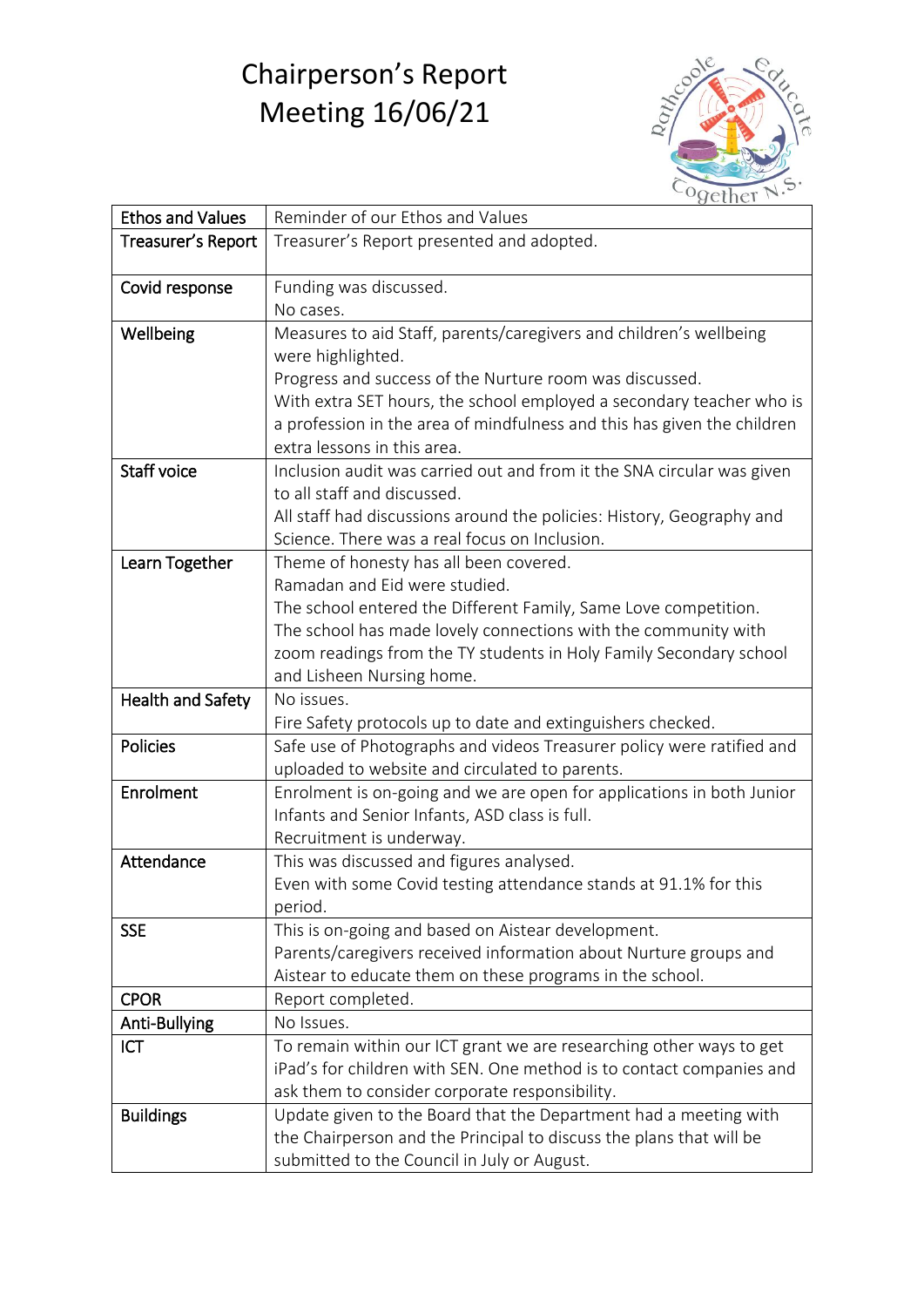# Chairperson's Report
# Meeting 16/06/21

| Ethos and Values | Reminder of our Ethos and Values |
|---|---|
| Treasurer's Report | Treasurer's Report presented and adopted. |
| Covid response | Funding was discussed.<br>No cases. |
| Wellbeing | Measures to aid Staff, parents/caregivers and children's wellbeing were highlighted.<br>Progress and success of the Nurture room was discussed.<br>With extra SET hours, the school employed a secondary teacher who is a profession in the area of mindfulness and this has given the children extra lessons in this area. |
| Staff voice | Inclusion audit was carried out and from it the SNA circular was given to all staff and discussed.<br>All staff had discussions around the policies: History, Geography and Science. There was a real focus on Inclusion. |
| Learn Together | Theme of honesty has all been covered.<br>Ramadan and Eid were studied.<br>The school entered the Different Family, Same Love competition.<br>The school has made lovely connections with the community with zoom readings from the TY students in Holy Family Secondary school and Lisheen Nursing home. |
| Health and Safety | No issues.<br>Fire Safety protocols up to date and extinguishers checked. |
| Policies | Safe use of Photographs and videos Treasurer policy were ratified and uploaded to website and circulated to parents. |
| Enrolment | Enrolment is on-going and we are open for applications in both Junior Infants and Senior Infants, ASD class is full.<br>Recruitment is underway. |
| Attendance | This was discussed and figures analysed.<br>Even with some Covid testing attendance stands at 91.1% for this period. |
| SSE | This is on-going and based on Aistear development.<br>Parents/caregivers received information about Nurture groups and Aistear to educate them on these programs in the school. |
| CPOR | Report completed. |
| Anti-Bullying | No Issues. |
| ICT | To remain within our ICT grant we are researching other ways to get iPad's for children with SEN. One method is to contact companies and ask them to consider corporate responsibility. |
| Buildings | Update given to the Board that the Department had a meeting with the Chairperson and the Principal to discuss the plans that will be submitted to the Council in July or August. |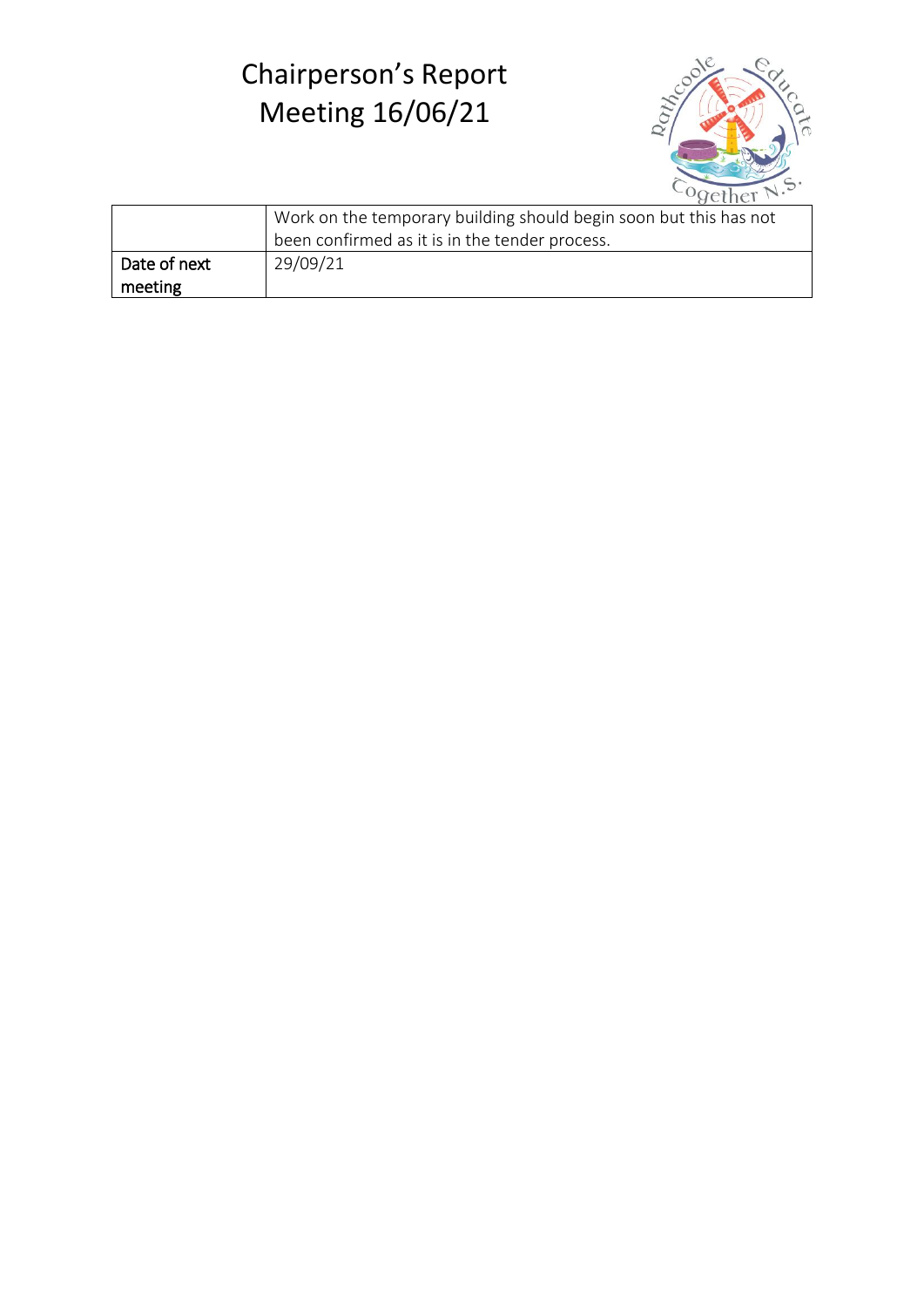# Chairperson's Report
# Meeting 16/06/21

| | |
|---|---|
| | Work on the temporary building should begin soon but this has not been confirmed as it is in the tender process. |
| Date of next meeting | 29/09/21 |